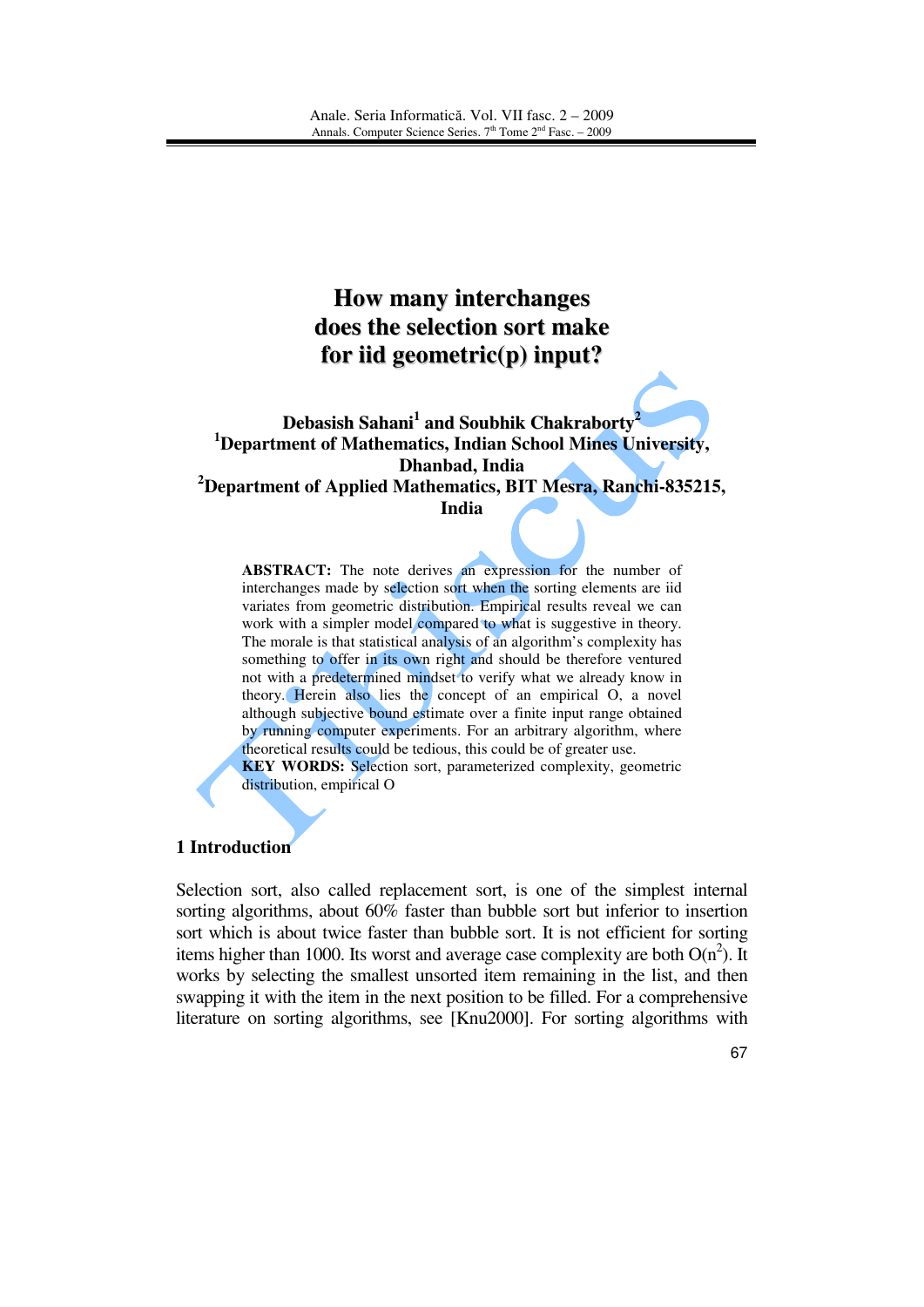# How many interchanges does the selection sort make for iid geometric(p) input?

**Debasish Sahani[1] and Soubhik Chakraborty[2]**
**[1]Department of Mathematics, Indian School Mines University, Dhanbad, India**
**[2]Department of Applied Mathematics, BIT Mesra, Ranchi-835215, India**

**ABSTRACT:** The note derives an expression for the number of interchanges made by selection sort when the sorting elements are iid variates from geometric distribution. Empirical results reveal we can work with a simpler model compared to what is suggestive in theory. The morale is that statistical analysis of an algorithm's complexity has something to offer in its own right and should be therefore ventured not with a predetermined mindset to verify what we already know in theory. Herein also lies the concept of an empirical O, a novel although subjective bound estimate over a finite input range obtained by running computer experiments. For an arbitrary algorithm, where theoretical results could be tedious, this could be of greater use.
**KEY WORDS:** Selection sort, parameterized complexity, geometric distribution, empirical O

## 1 Introduction

Selection sort, also called replacement sort, is one of the simplest internal sorting algorithms, about 60% faster than bubble sort but inferior to insertion sort which is about twice faster than bubble sort. It is not efficient for sorting items higher than 1000. Its worst and average case complexity are both $O(n^2)$. It works by selecting the smallest unsorted item remaining in the list, and then swapping it with the item in the next position to be filled. For a comprehensive literature on sorting algorithms, see [Knu2000]. For sorting algorithms with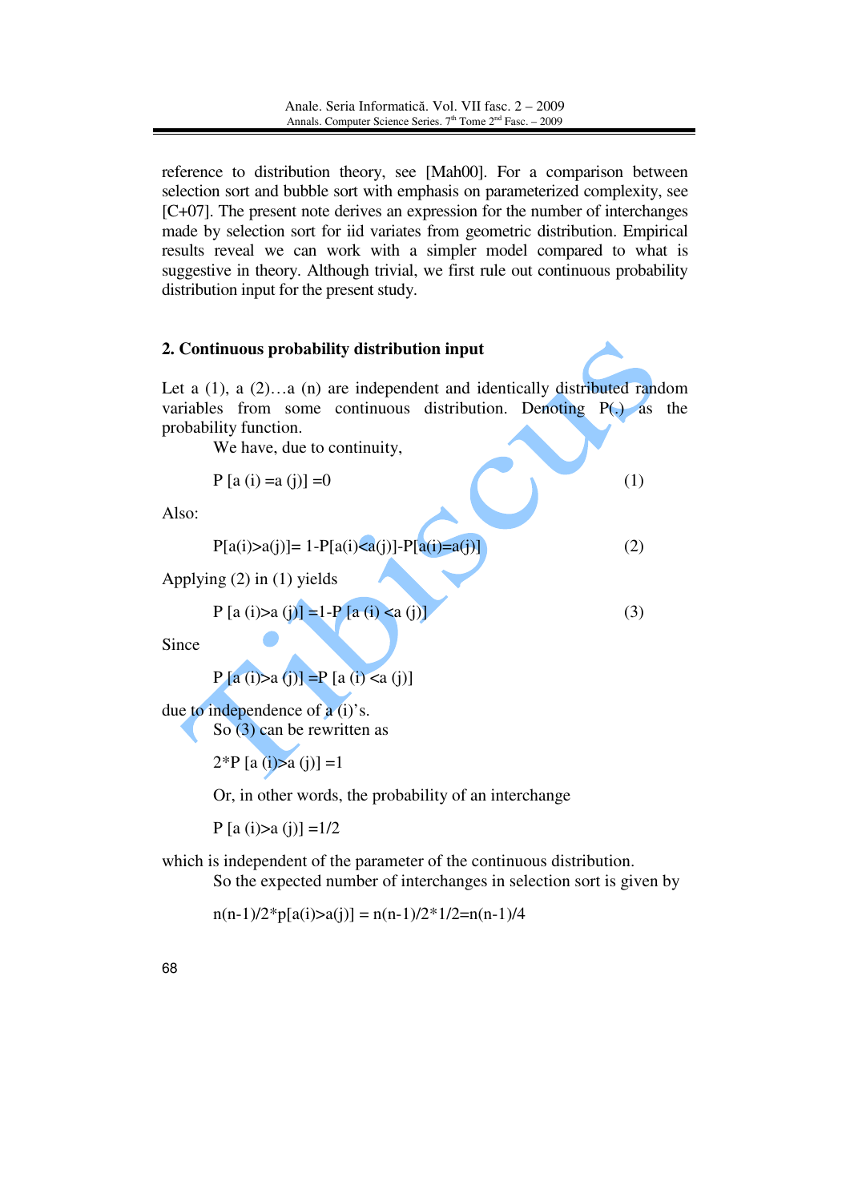reference to distribution theory, see [Mah00]. For a comparison between selection sort and bubble sort with emphasis on parameterized complexity, see [C+07]. The present note derives an expression for the number of interchanges made by selection sort for iid variates from geometric distribution. Empirical results reveal we can work with a simpler model compared to what is suggestive in theory. Although trivial, we first rule out continuous probability distribution input for the present study.

## 2. Continuous probability distribution input

Let a (1), a (2)…a (n) are independent and identically distributed random variables from some continuous distribution. Denoting P(.) as the probability function.

We have, due to continuity,

$$P[a(i)=a(j)]=0 \tag{1}$$

Also:

$$P[a(i)>a(j)]=1-P[a(i)<a(j)]-P[a(i)=a(j)] \tag{2}$$

Applying (2) in (1) yields

$$P[a(i)>a(j)]=1-P[a(i)<a(j)] \tag{3}$$

Since

$$P[a(i)>a(j)]=P[a(i)<a(j)]$$

due to independence of a (i)'s.

So (3) can be rewritten as

$$2*P[a(i)>a(j)]=1$$

Or, in other words, the probability of an interchange

$$P[a(i)>a(j)]=1/2$$

which is independent of the parameter of the continuous distribution.

So the expected number of interchanges in selection sort is given by

$$n(n-1)/2*p[a(i)>a(j)] = n(n-1)/2*1/2=n(n-1)/4$$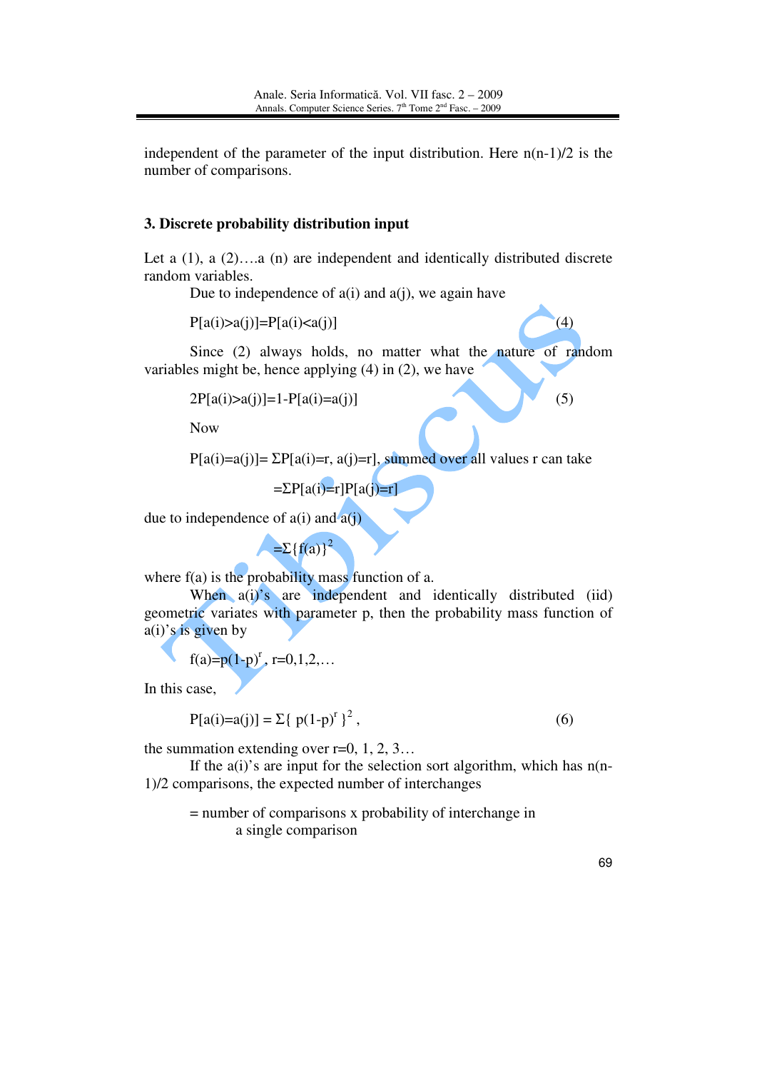independent of the parameter of the input distribution. Here n(n-1)/2 is the number of comparisons.

## 3. Discrete probability distribution input

Let a (1), a (2)….a (n) are independent and identically distributed discrete random variables.

Due to independence of a(i) and a(j), we again have

$$P[a(i)>a(j)]=P[a(i)<a(j)] \quad (4)$$

Since (2) always holds, no matter what the nature of random variables might be, hence applying (4) in (2), we have

$$2P[a(i)>a(j)]=1-P[a(i)=a(j)] \quad (5)$$

Now

$P[a(i)=a(j)]= \Sigma P[a(i)=r, a(j)=r]$, summed over all values r can take

$$=\Sigma P[a(i)=r]P[a(j)=r]$$

due to independence of a(i) and a(j)

$$=\Sigma\{f(a)\}^2$$

where f(a) is the probability mass function of a.

When a(i)'s are independent and identically distributed (iid) geometric variates with parameter p, then the probability mass function of a(i)'s is given by

$$f(a)=p(1-p)^r, \ r=0,1,2,\ldots$$

In this case,

$$P[a(i)=a(j)] = \Sigma\{ p(1-p)^r \}^2, \quad (6)$$

the summation extending over r=0, 1, 2, 3…

If the a(i)'s are input for the selection sort algorithm, which has n(n-1)/2 comparisons, the expected number of interchanges

= number of comparisons x probability of interchange in a single comparison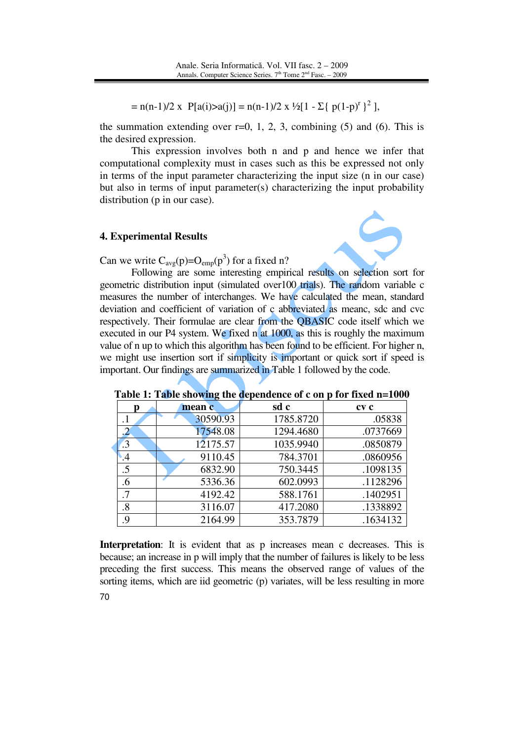$= n(n-1)/2 \times P[a(i)>a(j)] = n(n-1)/2 \times ½[1 - \Sigma\{ p(1-p)^r \}^2 ]$,

the summation extending over r=0, 1, 2, 3, combining (5) and (6). This is the desired expression.

This expression involves both n and p and hence we infer that computational complexity must in cases such as this be expressed not only in terms of the input parameter characterizing the input size (n in our case) but also in terms of input parameter(s) characterizing the input probability distribution (p in our case).

## 4. Experimental Results

Can we write $C_{avg}(p)=O_{emp}(p^3)$ for a fixed n?

Following are some interesting empirical results on selection sort for geometric distribution input (simulated over100 trials). The random variable c measures the number of interchanges. We have calculated the mean, standard deviation and coefficient of variation of c abbreviated as meanc, sdc and cvc respectively. Their formulae are clear from the QBASIC code itself which we executed in our P4 system. We fixed n at 1000, as this is roughly the maximum value of n up to which this algorithm has been found to be efficient. For higher n, we might use insertion sort if simplicity is important or quick sort if speed is important. Our findings are summarized in Table 1 followed by the code.

**Table 1: Table showing the dependence of c on p for fixed n=1000**

| p | mean c | sd c | cv c |
|---|---|---|---|
| .1 | 30590.93 | 1785.8720 | .05838 |
| .2 | 17548.08 | 1294.4680 | .0737669 |
| .3 | 12175.57 | 1035.9940 | .0850879 |
| .4 | 9110.45 | 784.3701 | .0860956 |
| .5 | 6832.90 | 750.3445 | .1098135 |
| .6 | 5336.36 | 602.0993 | .1128296 |
| .7 | 4192.42 | 588.1761 | .1402951 |
| .8 | 3116.07 | 417.2080 | .1338892 |
| .9 | 2164.99 | 353.7879 | .1634132 |

**Interpretation**: It is evident that as p increases mean c decreases. This is because; an increase in p will imply that the number of failures is likely to be less preceding the first success. This means the observed range of values of the sorting items, which are iid geometric (p) variates, will be less resulting in more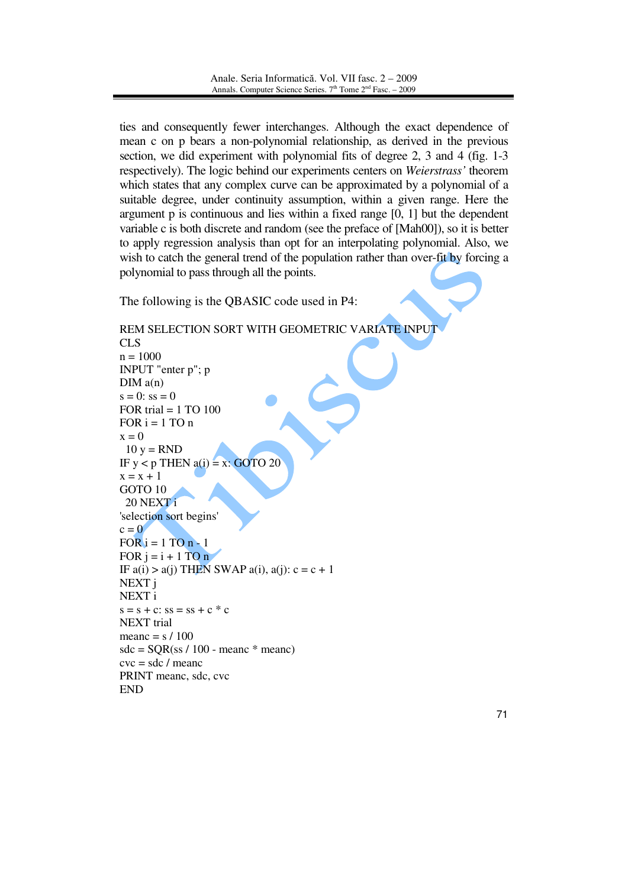ties and consequently fewer interchanges. Although the exact dependence of mean c on p bears a non-polynomial relationship, as derived in the previous section, we did experiment with polynomial fits of degree 2, 3 and 4 (fig. 1-3 respectively). The logic behind our experiments centers on *Weierstrass'* theorem which states that any complex curve can be approximated by a polynomial of a suitable degree, under continuity assumption, within a given range. Here the argument p is continuous and lies within a fixed range [0, 1] but the dependent variable c is both discrete and random (see the preface of [Mah00]), so it is better to apply regression analysis than opt for an interpolating polynomial. Also, we wish to catch the general trend of the population rather than over-fit by forcing a polynomial to pass through all the points.

The following is the QBASIC code used in P4:

```
REM SELECTION SORT WITH GEOMETRIC VARIATE INPUT
CLS
n = 1000
INPUT "enter p"; p
DIM a(n)
s = 0: ss = 0
FOR trial = 1 TO 100
FOR i = 1 TO n
x = 0
 10 y = RND
IF y < p THEN a(i) = x: GOTO 20
x = x + 1
GOTO 10
 20 NEXT i
'selection sort begins'
c = 0
FOR i = 1 TO n - 1
FOR j = i + 1 TO n
IF a(i) > a(j) THEN SWAP a(i), a(j): c = c + 1
NEXT j
NEXT i
s = s + c: ss = ss + c * c
NEXT trial
meanc = s / 100
sdc = SQR(ss / 100 - meanc * meanc)
cvc = sdc / meanc
PRINT meanc, sdc, cvc
END
```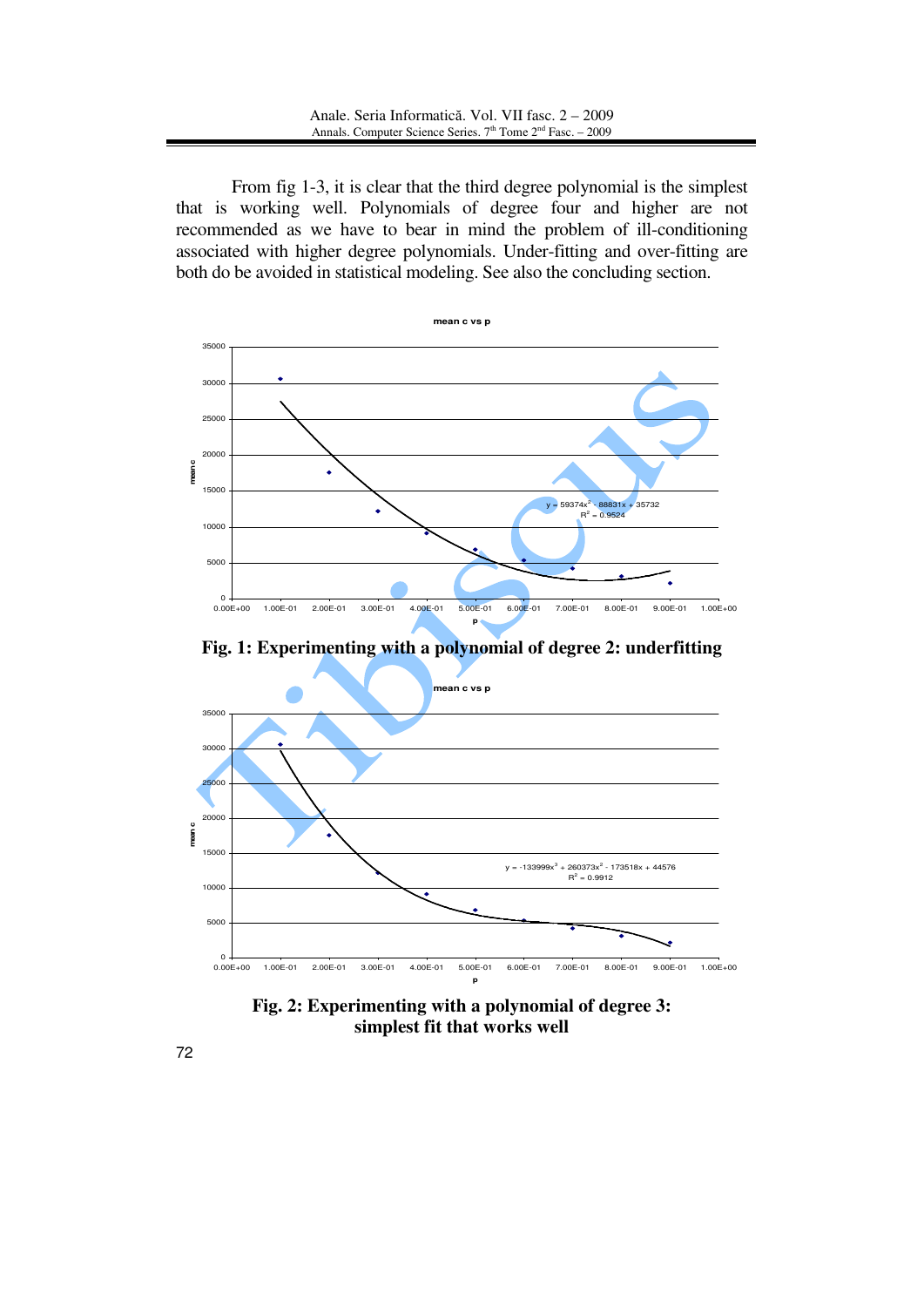From fig 1-3, it is clear that the third degree polynomial is the simplest that is working well. Polynomials of degree four and higher are not recommended as we have to bear in mind the problem of ill-conditioning associated with higher degree polynomials. Under-fitting and over-fitting are both do be avoided in statistical modeling. See also the concluding section.

**Fig. 1: Experimenting with a polynomial of degree 2: underfitting**

**Fig. 2: Experimenting with a polynomial of degree 3: simplest fit that works well**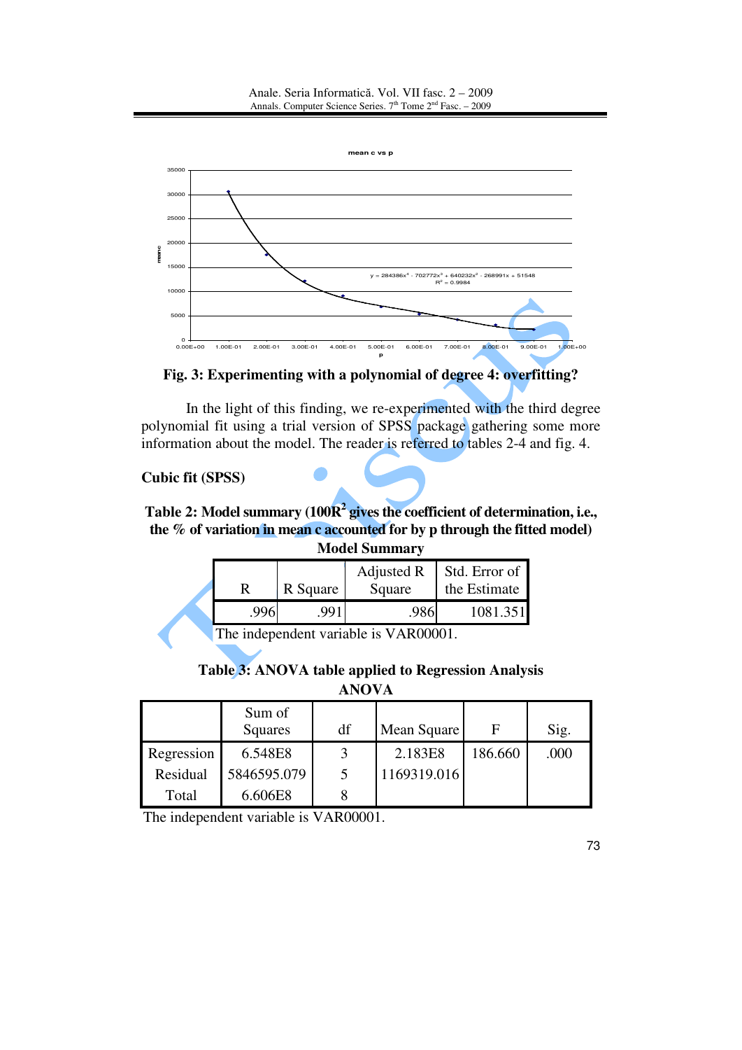**Fig. 3: Experimenting with a polynomial of degree 4: overfitting?**

In the light of this finding, we re-experimented with the third degree polynomial fit using a trial version of SPSS package gathering some more information about the model. The reader is referred to tables 2-4 and fig. 4.

**Cubic fit (SPSS)**

**Table 2: Model summary ($100R^2$ gives the coefficient of determination, i.e., the % of variation in mean c accounted for by p through the fitted model)**

**Model Summary**

| R | R Square | Adjusted R Square | Std. Error of the Estimate |
|---|---|---|---|
| .996 | .991 | .986 | 1081.351 |

The independent variable is VAR00001.

**Table 3: ANOVA table applied to Regression Analysis**

**ANOVA**

| | Sum of Squares | df | Mean Square | F | Sig. |
|---|---|---|---|---|---|
| Regression | 6.548E8 | 3 | 2.183E8 | 186.660 | .000 |
| Residual | 5846595.079 | 5 | 1169319.016 | | |
| Total | 6.606E8 | 8 | | | |

The independent variable is VAR00001.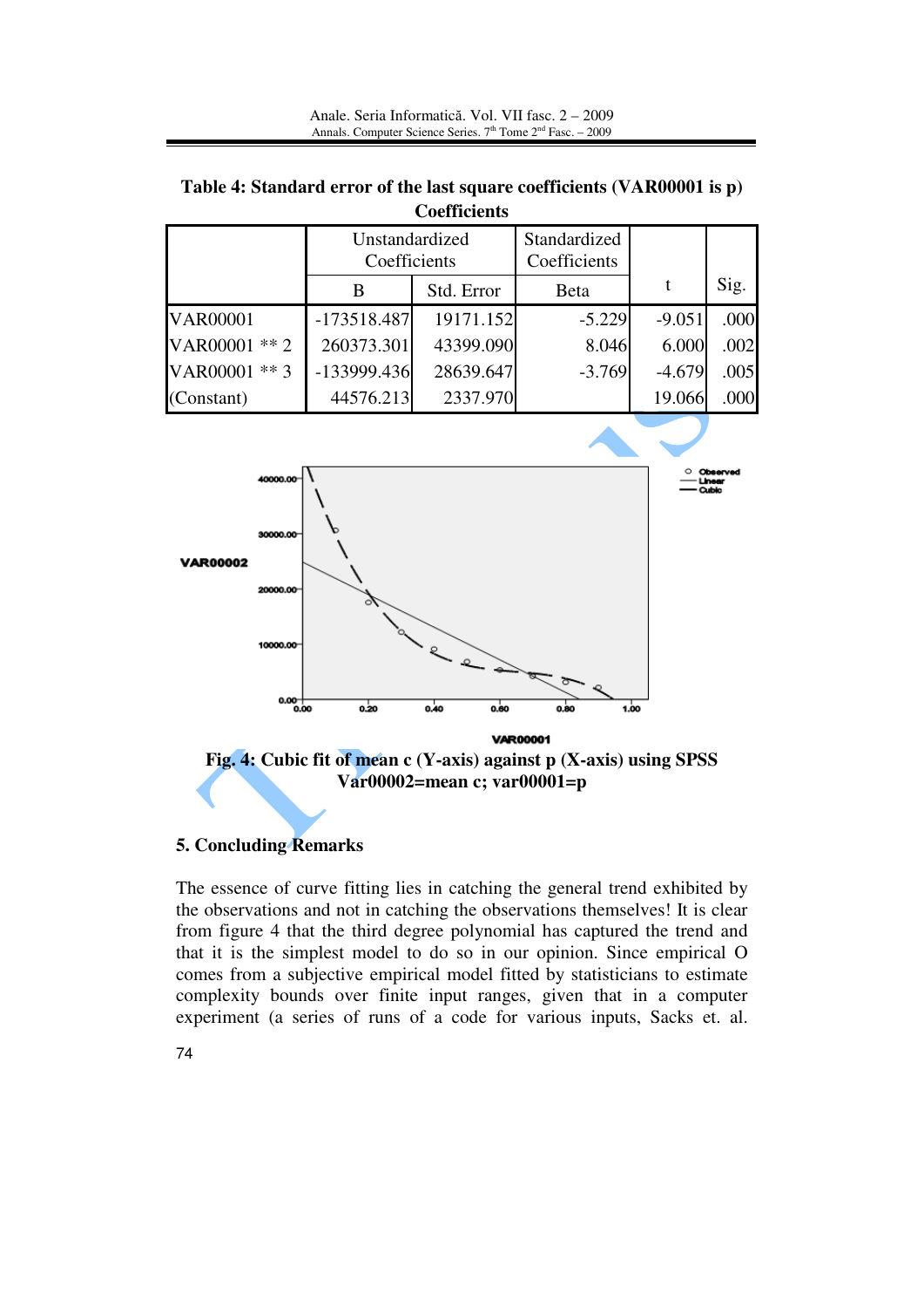**Table 4: Standard error of the last square coefficients (VAR00001 is p)**

**Coefficients**

| | Unstandardized Coefficients | | Standardized Coefficients | t | Sig. |
|---|---|---|---|---|---|
| | B | Std. Error | Beta | | |
| VAR00001 | -173518.487 | 19171.152 | -5.229 | -9.051 | .000 |
| VAR00001 ** 2 | 260373.301 | 43399.090 | 8.046 | 6.000 | .002 |
| VAR00001 ** 3 | -133999.436 | 28639.647 | -3.769 | -4.679 | .005 |
| (Constant) | 44576.213 | 2337.970 | | 19.066 | .000 |

**Fig. 4: Cubic fit of mean c (Y-axis) against p (X-axis) using SPSS Var00002=mean c; var00001=p**

## 5. Concluding Remarks

The essence of curve fitting lies in catching the general trend exhibited by the observations and not in catching the observations themselves! It is clear from figure 4 that the third degree polynomial has captured the trend and that it is the simplest model to do so in our opinion. Since empirical O comes from a subjective empirical model fitted by statisticians to estimate complexity bounds over finite input ranges, given that in a computer experiment (a series of runs of a code for various inputs, Sacks et. al.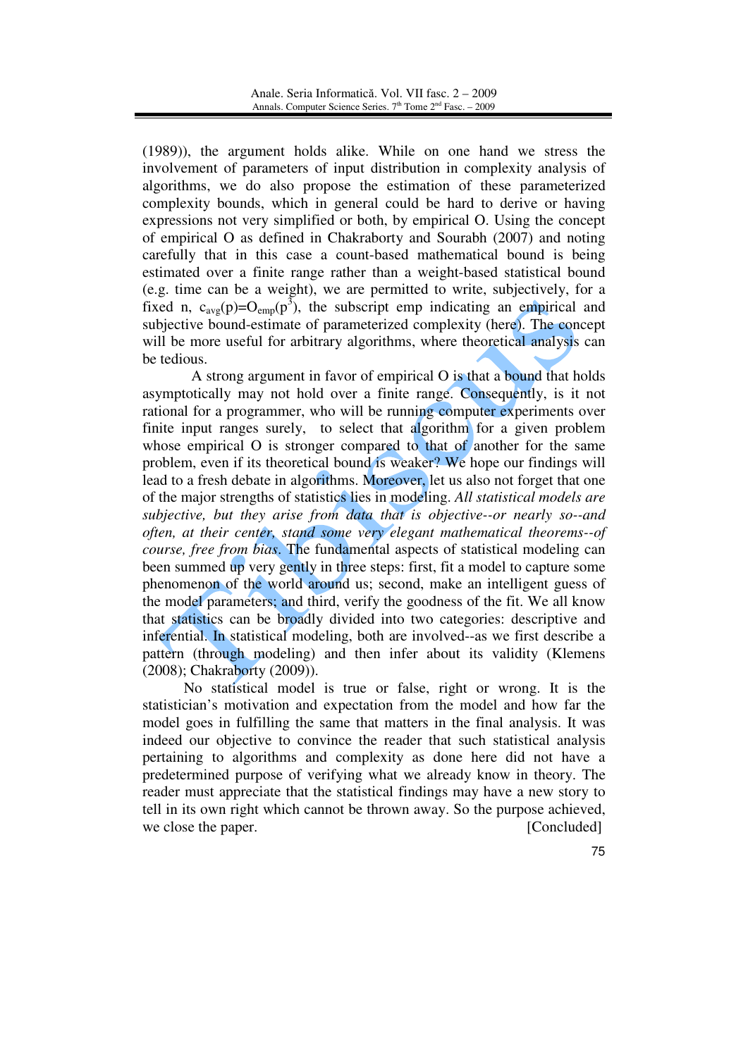(1989)), the argument holds alike. While on one hand we stress the involvement of parameters of input distribution in complexity analysis of algorithms, we do also propose the estimation of these parameterized complexity bounds, which in general could be hard to derive or having expressions not very simplified or both, by empirical O. Using the concept of empirical O as defined in Chakraborty and Sourabh (2007) and noting carefully that in this case a count-based mathematical bound is being estimated over a finite range rather than a weight-based statistical bound (e.g. time can be a weight), we are permitted to write, subjectively, for a fixed n, $c_{avg}(p)=O_{emp}(p^3)$, the subscript emp indicating an empirical and subjective bound-estimate of parameterized complexity (here). The concept will be more useful for arbitrary algorithms, where theoretical analysis can be tedious.

A strong argument in favor of empirical O is that a bound that holds asymptotically may not hold over a finite range. Consequently, is it not rational for a programmer, who will be running computer experiments over finite input ranges surely, to select that algorithm for a given problem whose empirical O is stronger compared to that of another for the same problem, even if its theoretical bound is weaker? We hope our findings will lead to a fresh debate in algorithms. Moreover, let us also not forget that one of the major strengths of statistics lies in modeling. *All statistical models are subjective, but they arise from data that is objective--or nearly so--and often, at their center, stand some very elegant mathematical theorems--of course, free from bias*. The fundamental aspects of statistical modeling can been summed up very gently in three steps: first, fit a model to capture some phenomenon of the world around us; second, make an intelligent guess of the model parameters; and third, verify the goodness of the fit. We all know that statistics can be broadly divided into two categories: descriptive and inferential. In statistical modeling, both are involved--as we first describe a pattern (through modeling) and then infer about its validity (Klemens (2008); Chakraborty (2009)).

No statistical model is true or false, right or wrong. It is the statistician's motivation and expectation from the model and how far the model goes in fulfilling the same that matters in the final analysis. It was indeed our objective to convince the reader that such statistical analysis pertaining to algorithms and complexity as done here did not have a predetermined purpose of verifying what we already know in theory. The reader must appreciate that the statistical findings may have a new story to tell in its own right which cannot be thrown away. So the purpose achieved, we close the paper. [Concluded]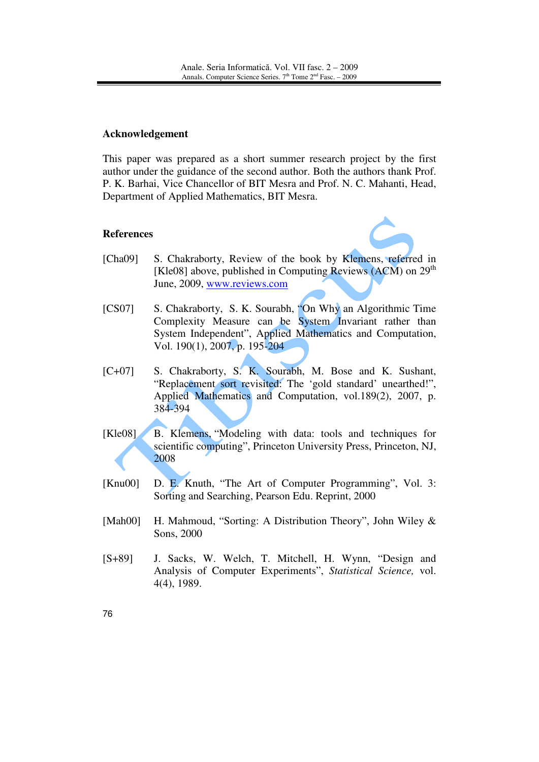## Acknowledgement

This paper was prepared as a short summer research project by the first author under the guidance of the second author. Both the authors thank Prof. P. K. Barhai, Vice Chancellor of BIT Mesra and Prof. N. C. Mahanti, Head, Department of Applied Mathematics, BIT Mesra.

## References

[Cha09] S. Chakraborty, Review of the book by Klemens, referred in [Kle08] above, published in Computing Reviews (ACM) on 29th June, 2009, www.reviews.com

[CS07] S. Chakraborty, S. K. Sourabh, "On Why an Algorithmic Time Complexity Measure can be System Invariant rather than System Independent", Applied Mathematics and Computation, Vol. 190(1), 2007, p. 195-204

[C+07] S. Chakraborty, S. K. Sourabh, M. Bose and K. Sushant, "Replacement sort revisited: The 'gold standard' unearthed!", Applied Mathematics and Computation, vol.189(2), 2007, p. 384-394

[Kle08] B. Klemens, "Modeling with data: tools and techniques for scientific computing", Princeton University Press, Princeton, NJ, 2008

[Knu00] D. E. Knuth, "The Art of Computer Programming", Vol. 3: Sorting and Searching, Pearson Edu. Reprint, 2000

[Mah00] H. Mahmoud, "Sorting: A Distribution Theory", John Wiley & Sons, 2000

[S+89] J. Sacks, W. Welch, T. Mitchell, H. Wynn, "Design and Analysis of Computer Experiments", *Statistical Science,* vol. 4(4), 1989.